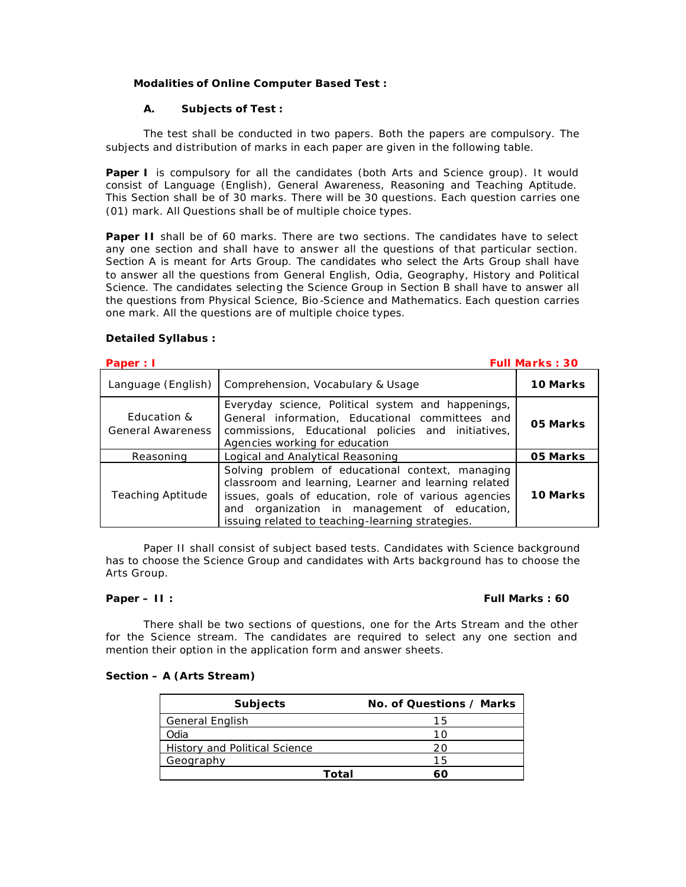**Modalities of Online Computer Based Test :**

**A. Subjects of Test :**

The test shall be conducted in two papers. Both the papers are compulsory. The subjects and distribution of marks in each paper are given in the following table.

**Paper I** is compulsory for all the candidates (both Arts and Science group). It would consist of Language (English), General Awareness, Reasoning and Teaching Aptitude. This Section shall be of 30 marks. There will be 30 questions. Each question carries one (01) mark. All Questions shall be of multiple choice types.

**Paper II** shall be of 60 marks. There are two sections. The candidates have to select any one section and shall have to answer all the questions of that particular section. Section A is meant for Arts Group. The candidates who select the Arts Group shall have to answer all the questions from General English, Odia, Geography, History and Political Science. The candidates selecting the Science Group in Section B shall have to answer all the questions from Physical Science, Bio-Science and Mathematics. Each question carries one mark. All the questions are of multiple choice types.

**Detailed Syllabus :**

**Paper : I** **Full Marks : 30**

| Language (English) | Comprehension, Vocabulary & Usage | **10 Marks** |
|---|---|---|
| Education & General Awareness | Everyday science, Political system and happenings, General information, Educational committees and commissions, Educational policies and initiatives, Agencies working for education | **05 Marks** |
| Reasoning | Logical and Analytical Reasoning | **05 Marks** |
| Teaching Aptitude | Solving problem of educational context, managing classroom and learning, Learner and learning related issues, goals of education, role of various agencies and organization in management of education, issuing related to teaching-learning strategies. | **10 Marks** |

Paper II shall consist of subject based tests. Candidates with Science background has to choose the Science Group and candidates with Arts background has to choose the Arts Group.

**Paper – II :** **Full Marks : 60**

There shall be two sections of questions, one for the Arts Stream and the other for the Science stream. The candidates are required to select any one section and mention their option in the application form and answer sheets.

**Section – A (Arts Stream)**

| Subjects | No. of Questions / Marks |
|---|---|
| General English | 15 |
| Odia | 10 |
| History and Political Science | 20 |
| Geography | 15 |
| **Total** | **60** |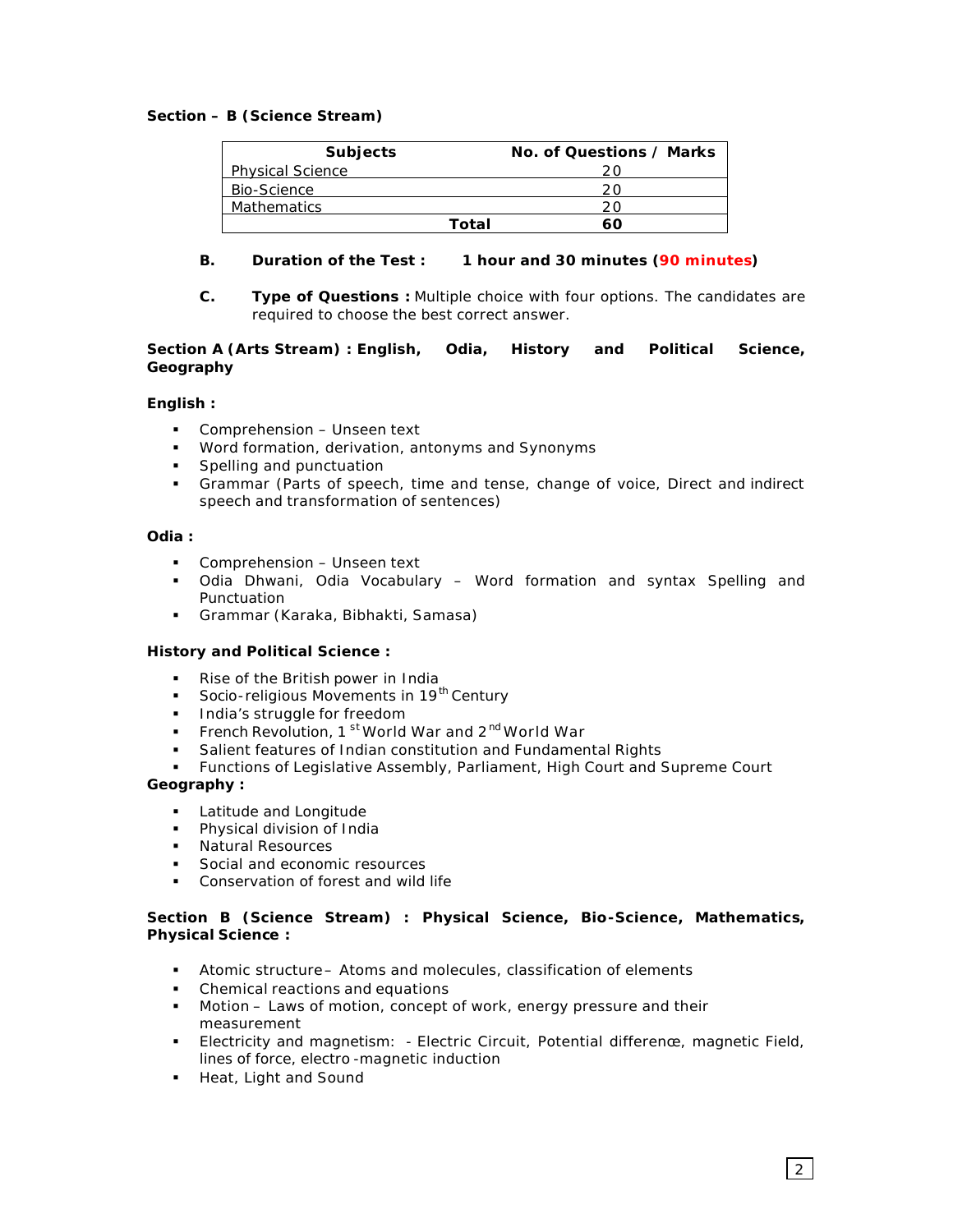**Section – B (Science Stream)**

| Subjects | No. of Questions / Marks |
|---|---|
| Physical Science | 20 |
| Bio-Science | 20 |
| Mathematics | 20 |
| **Total** | **60** |

**B. Duration of the Test : 1 hour and 30 minutes (90 minutes)**

**C. Type of Questions :** Multiple choice with four options. The candidates are required to choose the best correct answer.

**Section A (Arts Stream) : English, Odia, History and Political Science, Geography**

**English :**

- Comprehension – Unseen text
- Word formation, derivation, antonyms and Synonyms
- Spelling and punctuation
- Grammar (Parts of speech, time and tense, change of voice, Direct and indirect speech and transformation of sentences)

**Odia :**

- Comprehension – Unseen text
- Odia Dhwani, Odia Vocabulary – Word formation and syntax Spelling and Punctuation
- Grammar (Karaka, Bibhakti, Samasa)

**History and Political Science :**

- Rise of the British power in India
- Socio-religious Movements in 19$^{th}$ Century
- India's struggle for freedom
- French Revolution, 1$^{st}$ World War and 2$^{nd}$ World War
- Salient features of Indian constitution and Fundamental Rights
- Functions of Legislative Assembly, Parliament, High Court and Supreme Court

**Geography :**

- Latitude and Longitude
- Physical division of India
- Natural Resources
- Social and economic resources
- Conservation of forest and wild life

**Section B (Science Stream) : Physical Science, Bio-Science, Mathematics, Physical Science :**

- Atomic structure – Atoms and molecules, classification of elements
- Chemical reactions and equations
- Motion – Laws of motion, concept of work, energy pressure and their measurement
- Electricity and magnetism: - Electric Circuit, Potential difference, magnetic Field, lines of force, electro-magnetic induction
- Heat, Light and Sound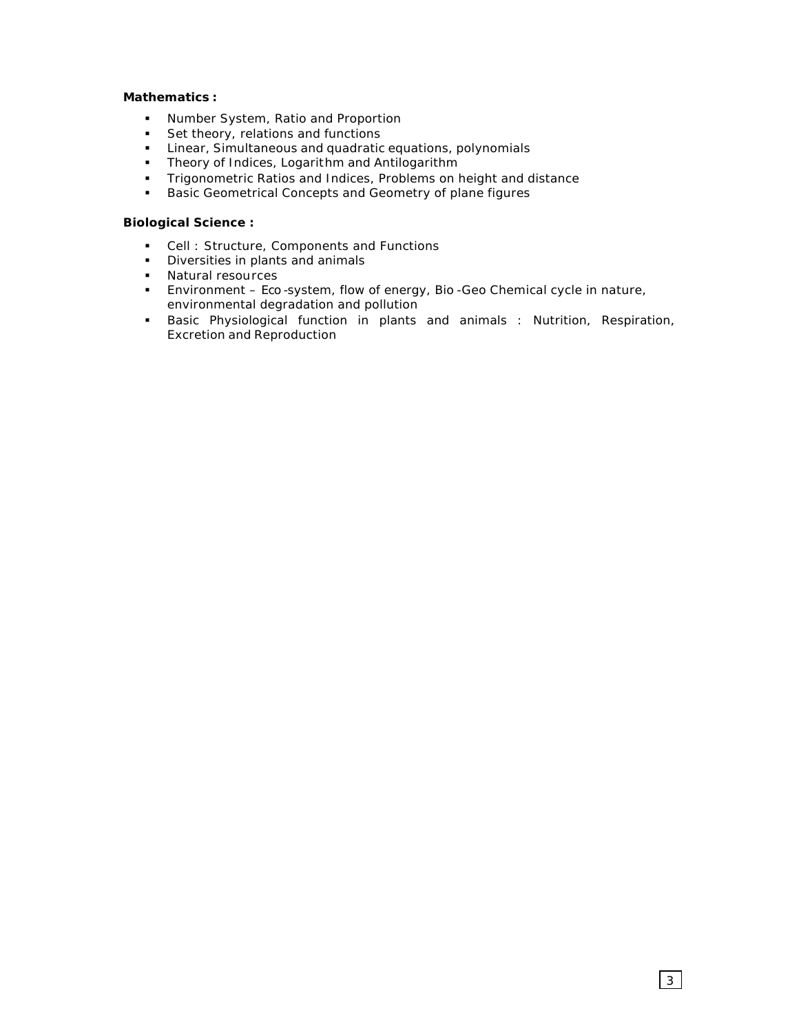**Mathematics :**

- Number System, Ratio and Proportion
- Set theory, relations and functions
- Linear, Simultaneous and quadratic equations, polynomials
- Theory of Indices, Logarithm and Antilogarithm
- Trigonometric Ratios and Indices, Problems on height and distance
- Basic Geometrical Concepts and Geometry of plane figures

**Biological Science :**

- Cell : Structure, Components and Functions
- Diversities in plants and animals
- Natural resources
- Environment – Eco-system, flow of energy, Bio-Geo Chemical cycle in nature, environmental degradation and pollution
- Basic Physiological function in plants and animals : Nutrition, Respiration, Excretion and Reproduction